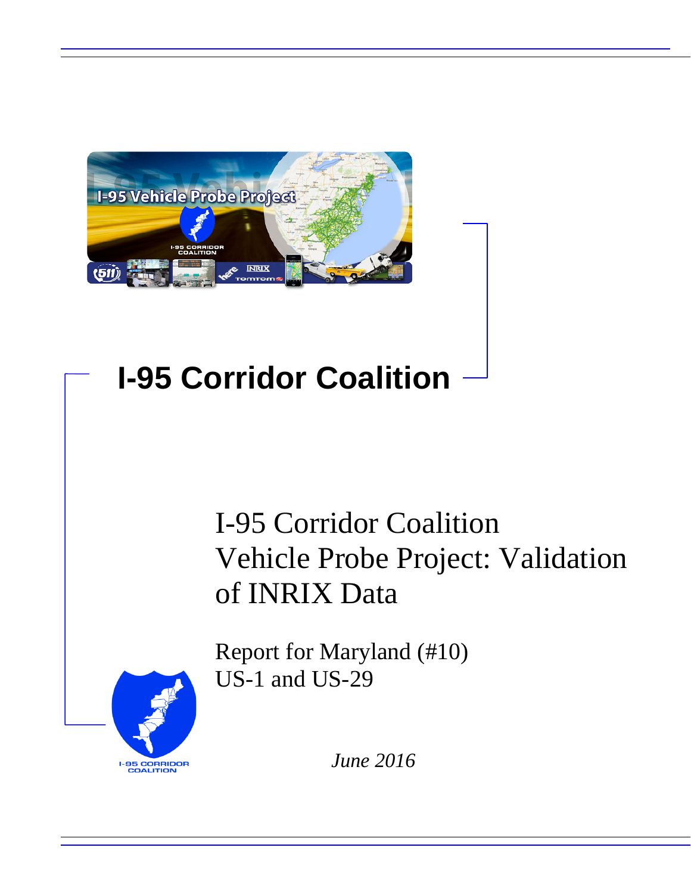# I-95 Corridor Coalition

## I-95 Corridor Coalition Vehicle Probe Project: Validation of INRIX Data

Report for Maryland (#10)
US-1 and US-29

*June 2016*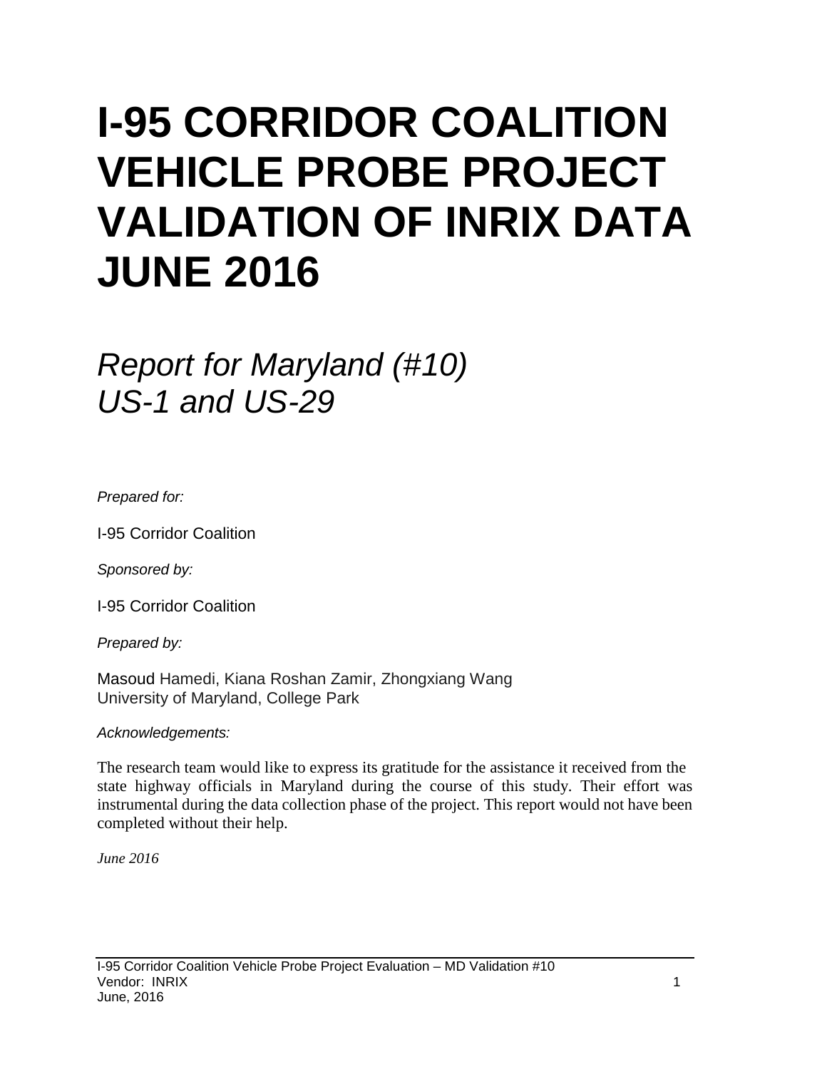# I-95 CORRIDOR COALITION VEHICLE PROBE PROJECT VALIDATION OF INRIX DATA JUNE 2016

## *Report for Maryland (#10) US-1 and US-29*

*Prepared for:*

I-95 Corridor Coalition

*Sponsored by:*

I-95 Corridor Coalition

*Prepared by:*

Masoud Hamedi, Kiana Roshan Zamir, Zhongxiang Wang
University of Maryland, College Park

*Acknowledgements:*

The research team would like to express its gratitude for the assistance it received from the state highway officials in Maryland during the course of this study. Their effort was instrumental during the data collection phase of the project. This report would not have been completed without their help.

*June 2016*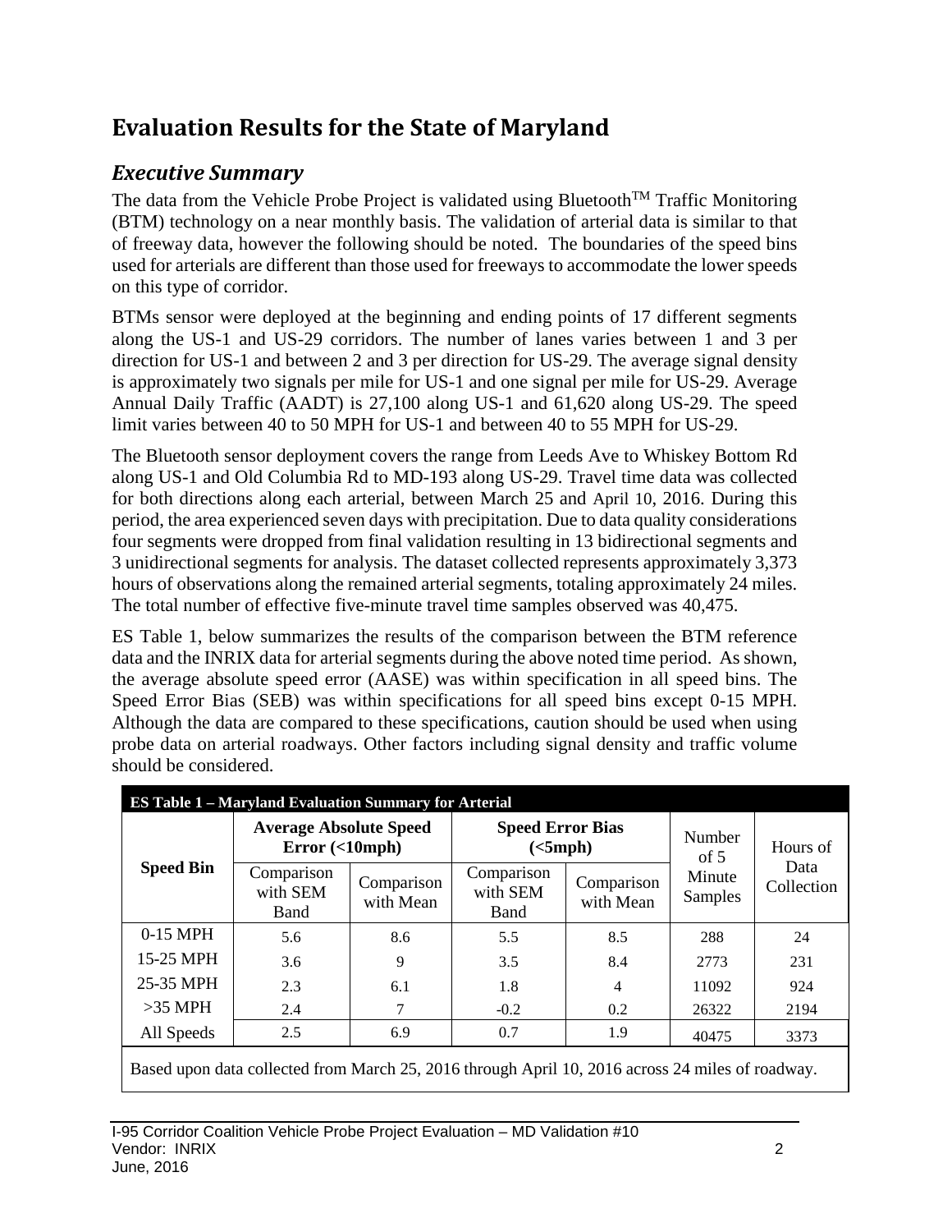# Evaluation Results for the State of Maryland

## *Executive Summary*

The data from the Vehicle Probe Project is validated using Bluetooth$^{TM}$ Traffic Monitoring (BTM) technology on a near monthly basis. The validation of arterial data is similar to that of freeway data, however the following should be noted. The boundaries of the speed bins used for arterials are different than those used for freeways to accommodate the lower speeds on this type of corridor.

BTMs sensor were deployed at the beginning and ending points of 17 different segments along the US-1 and US-29 corridors. The number of lanes varies between 1 and 3 per direction for US-1 and between 2 and 3 per direction for US-29. The average signal density is approximately two signals per mile for US-1 and one signal per mile for US-29. Average Annual Daily Traffic (AADT) is 27,100 along US-1 and 61,620 along US-29. The speed limit varies between 40 to 50 MPH for US-1 and between 40 to 55 MPH for US-29.

The Bluetooth sensor deployment covers the range from Leeds Ave to Whiskey Bottom Rd along US-1 and Old Columbia Rd to MD-193 along US-29. Travel time data was collected for both directions along each arterial, between March 25 and April 10, 2016. During this period, the area experienced seven days with precipitation. Due to data quality considerations four segments were dropped from final validation resulting in 13 bidirectional segments and 3 unidirectional segments for analysis. The dataset collected represents approximately 3,373 hours of observations along the remained arterial segments, totaling approximately 24 miles. The total number of effective five-minute travel time samples observed was 40,475.

ES Table 1, below summarizes the results of the comparison between the BTM reference data and the INRIX data for arterial segments during the above noted time period. As shown, the average absolute speed error (AASE) was within specification in all speed bins. The Speed Error Bias (SEB) was within specifications for all speed bins except 0-15 MPH. Although the data are compared to these specifications, caution should be used when using probe data on arterial roadways. Other factors including signal density and traffic volume should be considered.

**ES Table 1 – Maryland Evaluation Summary for Arterial**

| Speed Bin | Average Absolute Speed Error (<10mph) | | Speed Error Bias (<5mph) | | Number of 5 Minute Samples | Hours of Data Collection |
|---|---|---|---|---|---|---|
| | Comparison with SEM Band | Comparison with Mean | Comparison with SEM Band | Comparison with Mean | | |
| 0-15 MPH | 5.6 | 8.6 | 5.5 | 8.5 | 288 | 24 |
| 15-25 MPH | 3.6 | 9 | 3.5 | 8.4 | 2773 | 231 |
| 25-35 MPH | 2.3 | 6.1 | 1.8 | 4 | 11092 | 924 |
| >35 MPH | 2.4 | 7 | -0.2 | 0.2 | 26322 | 2194 |
| All Speeds | 2.5 | 6.9 | 0.7 | 1.9 | 40475 | 3373 |

Based upon data collected from March 25, 2016 through April 10, 2016 across 24 miles of roadway.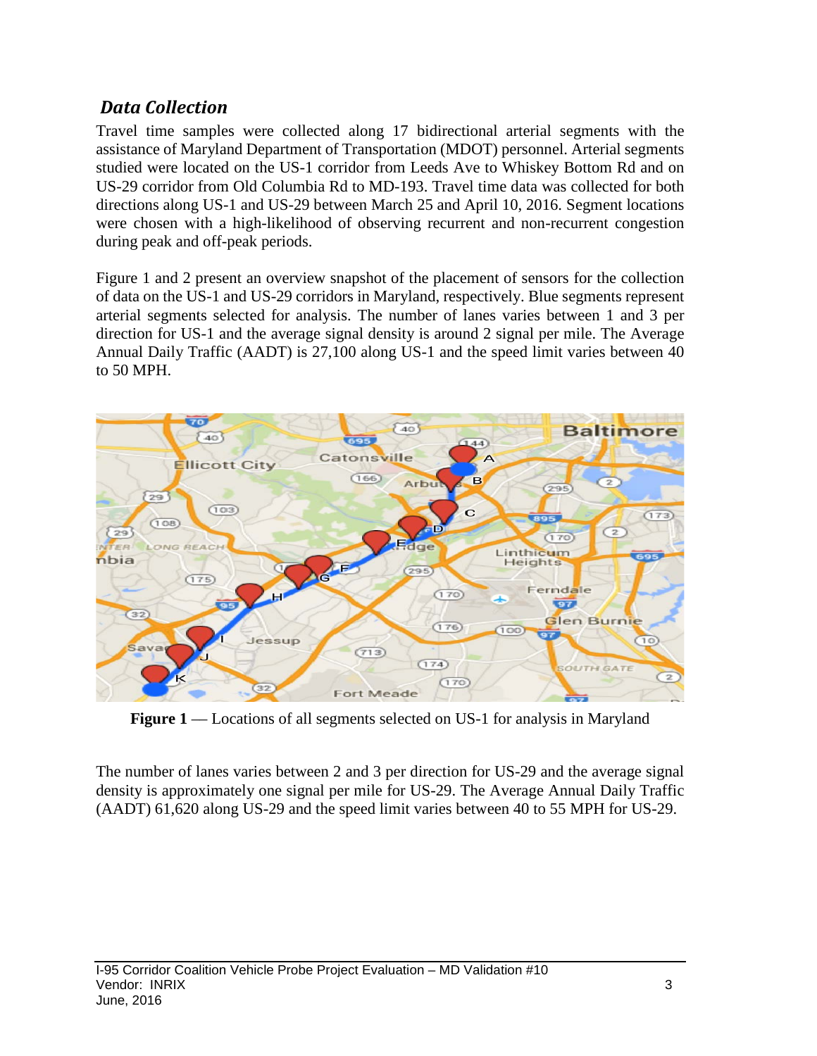## *Data Collection*

Travel time samples were collected along 17 bidirectional arterial segments with the assistance of Maryland Department of Transportation (MDOT) personnel. Arterial segments studied were located on the US-1 corridor from Leeds Ave to Whiskey Bottom Rd and on US-29 corridor from Old Columbia Rd to MD-193. Travel time data was collected for both directions along US-1 and US-29 between March 25 and April 10, 2016. Segment locations were chosen with a high-likelihood of observing recurrent and non-recurrent congestion during peak and off-peak periods.

Figure 1 and 2 present an overview snapshot of the placement of sensors for the collection of data on the US-1 and US-29 corridors in Maryland, respectively. Blue segments represent arterial segments selected for analysis. The number of lanes varies between 1 and 3 per direction for US-1 and the average signal density is around 2 signal per mile. The Average Annual Daily Traffic (AADT) is 27,100 along US-1 and the speed limit varies between 40 to 50 MPH.

**Figure 1** — Locations of all segments selected on US-1 for analysis in Maryland

The number of lanes varies between 2 and 3 per direction for US-29 and the average signal density is approximately one signal per mile for US-29. The Average Annual Daily Traffic (AADT) 61,620 along US-29 and the speed limit varies between 40 to 55 MPH for US-29.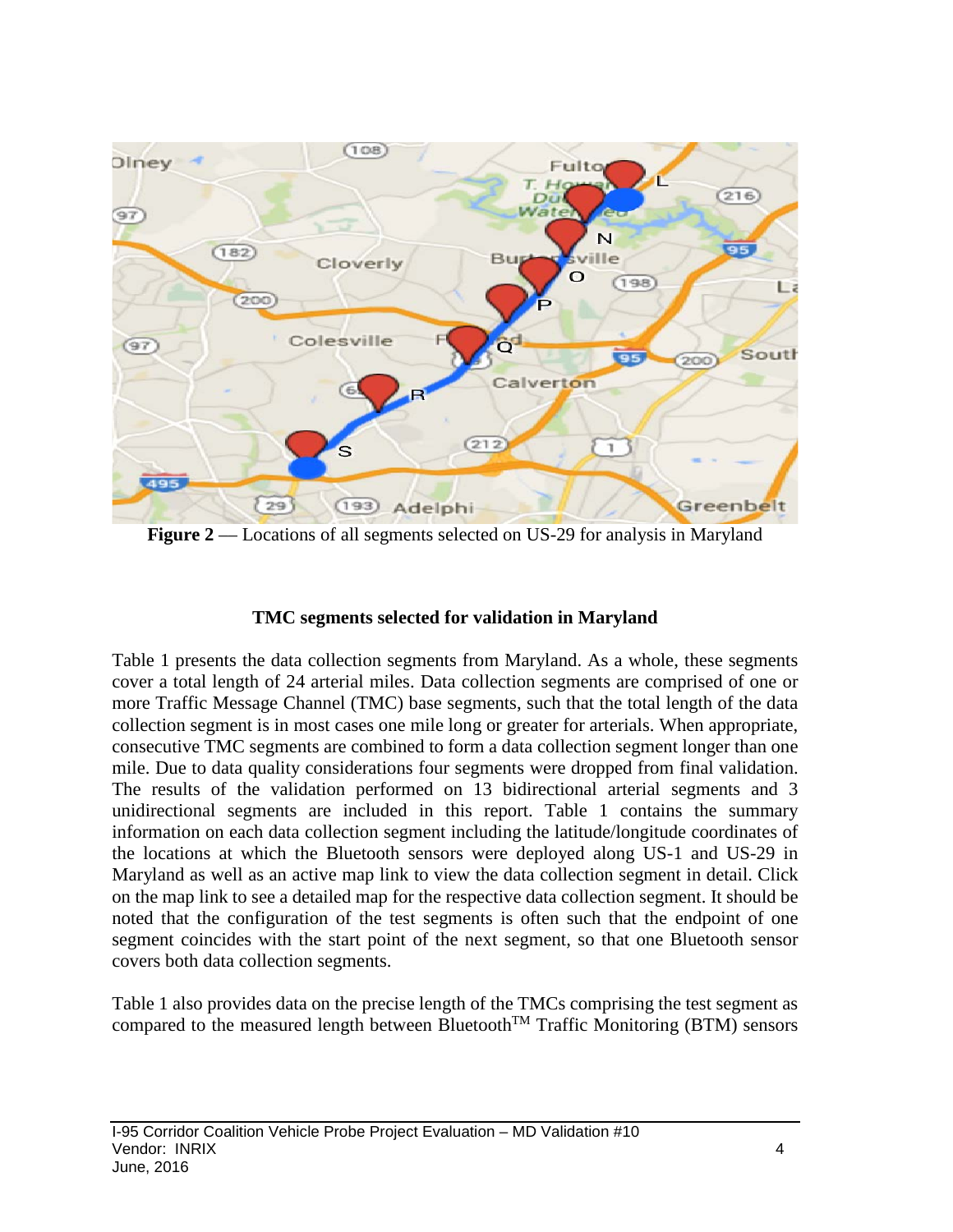**Figure 2** — Locations of all segments selected on US-29 for analysis in Maryland

### TMC segments selected for validation in Maryland

Table 1 presents the data collection segments from Maryland. As a whole, these segments cover a total length of 24 arterial miles. Data collection segments are comprised of one or more Traffic Message Channel (TMC) base segments, such that the total length of the data collection segment is in most cases one mile long or greater for arterials. When appropriate, consecutive TMC segments are combined to form a data collection segment longer than one mile. Due to data quality considerations four segments were dropped from final validation. The results of the validation performed on 13 bidirectional arterial segments and 3 unidirectional segments are included in this report. Table 1 contains the summary information on each data collection segment including the latitude/longitude coordinates of the locations at which the Bluetooth sensors were deployed along US-1 and US-29 in Maryland as well as an active map link to view the data collection segment in detail. Click on the map link to see a detailed map for the respective data collection segment. It should be noted that the configuration of the test segments is often such that the endpoint of one segment coincides with the start point of the next segment, so that one Bluetooth sensor covers both data collection segments.

Table 1 also provides data on the precise length of the TMCs comprising the test segment as compared to the measured length between Bluetooth™ Traffic Monitoring (BTM) sensors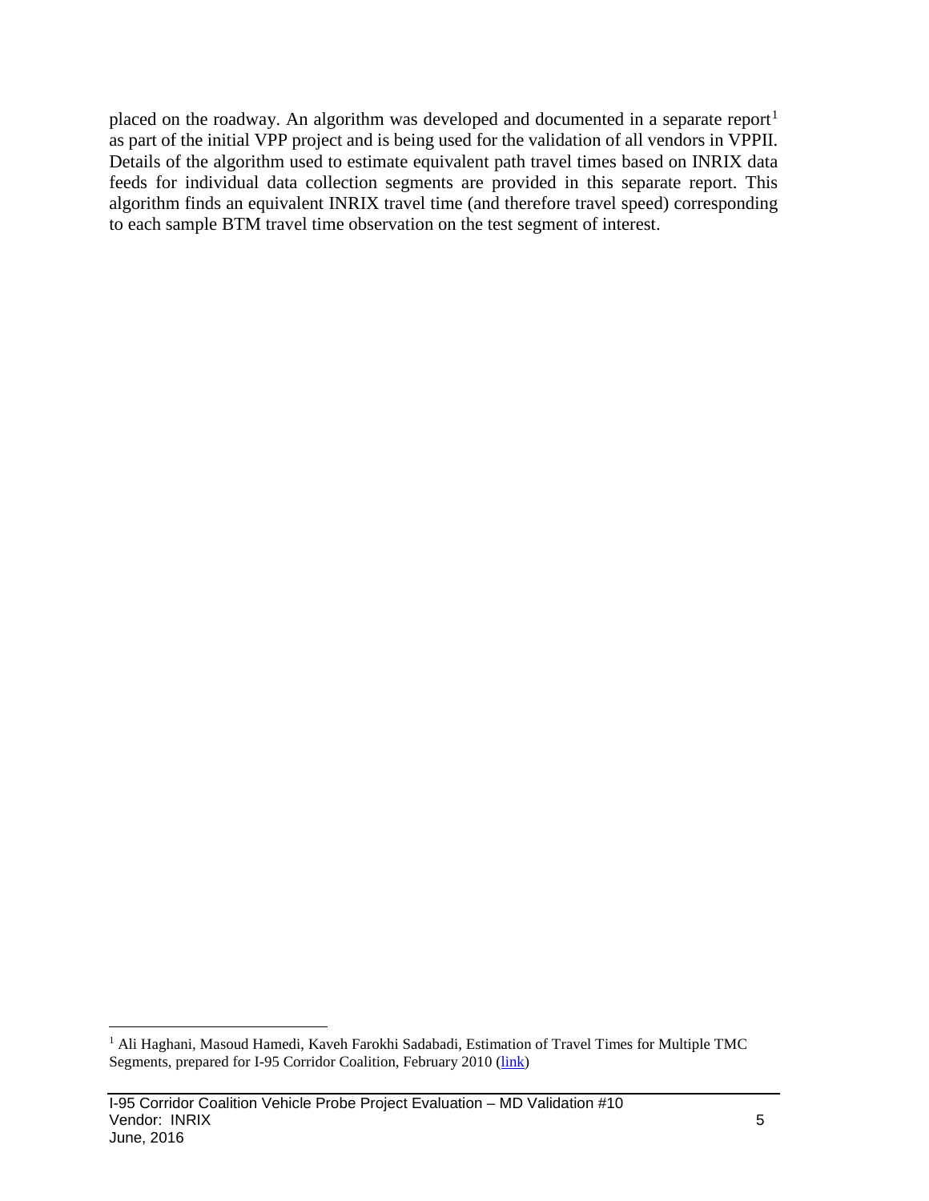placed on the roadway. An algorithm was developed and documented in a separate report[1] as part of the initial VPP project and is being used for the validation of all vendors in VPPII. Details of the algorithm used to estimate equivalent path travel times based on INRIX data feeds for individual data collection segments are provided in this separate report. This algorithm finds an equivalent INRIX travel time (and therefore travel speed) corresponding to each sample BTM travel time observation on the test segment of interest.

---

[1] Ali Haghani, Masoud Hamedi, Kaveh Farokhi Sadabadi, Estimation of Travel Times for Multiple TMC Segments, prepared for I-95 Corridor Coalition, February 2010 (link)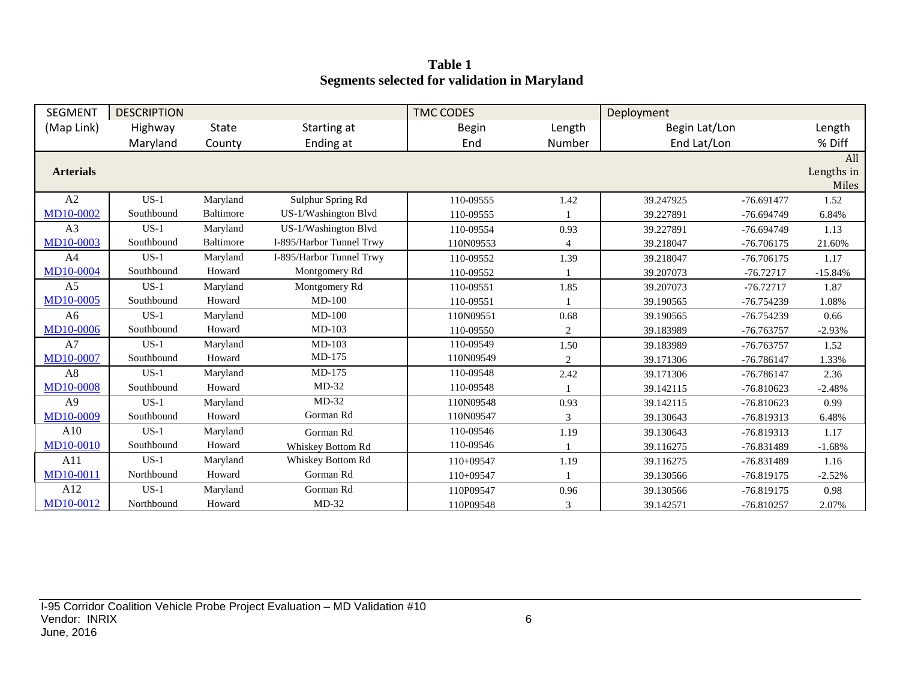**Table 1**
**Segments selected for validation in Maryland**

| SEGMENT | DESCRIPTION | | | TMC CODES | | Deployment | | |
|---|---|---|---|---|---|---|---|---|
| (Map Link) | Highway<br>Maryland | State<br>County | Starting at<br>Ending at | Begin<br>End | Length<br>Number | Begin Lat/Lon<br>End Lat/Lon | | Length<br>% Diff |
| **Arterials** | | | | | | | | All Lengths in Miles |
| A2<br>MD10-0002 | US-1<br>Southbound | Maryland<br>Baltimore | Sulphur Spring Rd<br>US-1/Washington Blvd | 110-09555<br>110-09555 | 1.42<br>1 | 39.247925<br>39.227891 | -76.691477<br>-76.694749 | 1.52<br>6.84% |
| A3<br>MD10-0003 | US-1<br>Southbound | Maryland<br>Baltimore | US-1/Washington Blvd<br>I-895/Harbor Tunnel Trwy | 110-09554<br>110N09553 | 0.93<br>4 | 39.227891<br>39.218047 | -76.694749<br>-76.706175 | 1.13<br>21.60% |
| A4<br>MD10-0004 | US-1<br>Southbound | Maryland<br>Howard | I-895/Harbor Tunnel Trwy<br>Montgomery Rd | 110-09552<br>110-09552 | 1.39<br>1 | 39.218047<br>39.207073 | -76.706175<br>-76.72717 | 1.17<br>-15.84% |
| A5<br>MD10-0005 | US-1<br>Southbound | Maryland<br>Howard | Montgomery Rd<br>MD-100 | 110-09551<br>110-09551 | 1.85<br>1 | 39.207073<br>39.190565 | -76.72717<br>-76.754239 | 1.87<br>1.08% |
| A6<br>MD10-0006 | US-1<br>Southbound | Maryland<br>Howard | MD-100<br>MD-103 | 110N09551<br>110-09550 | 0.68<br>2 | 39.190565<br>39.183989 | -76.754239<br>-76.763757 | 0.66<br>-2.93% |
| A7<br>MD10-0007 | US-1<br>Southbound | Maryland<br>Howard | MD-103<br>MD-175 | 110-09549<br>110N09549 | 1.50<br>2 | 39.183989<br>39.171306 | -76.763757<br>-76.786147 | 1.52<br>1.33% |
| A8<br>MD10-0008 | US-1<br>Southbound | Maryland<br>Howard | MD-175<br>MD-32 | 110-09548<br>110-09548 | 2.42<br>1 | 39.171306<br>39.142115 | -76.786147<br>-76.810623 | 2.36<br>-2.48% |
| A9<br>MD10-0009 | US-1<br>Southbound | Maryland<br>Howard | MD-32<br>Gorman Rd | 110N09548<br>110N09547 | 0.93<br>3 | 39.142115<br>39.130643 | -76.810623<br>-76.819313 | 0.99<br>6.48% |
| A10<br>MD10-0010 | US-1<br>Southbound | Maryland<br>Howard | Gorman Rd<br>Whiskey Bottom Rd | 110-09546<br>110-09546 | 1.19<br>1 | 39.130643<br>39.116275 | -76.819313<br>-76.831489 | 1.17<br>-1.68% |
| A11<br>MD10-0011 | US-1<br>Northbound | Maryland<br>Howard | Whiskey Bottom Rd<br>Gorman Rd | 110+09547<br>110+09547 | 1.19<br>1 | 39.116275<br>39.130566 | -76.831489<br>-76.819175 | 1.16<br>-2.52% |
| A12<br>MD10-0012 | US-1<br>Northbound | Maryland<br>Howard | Gorman Rd<br>MD-32 | 110P09547<br>110P09548 | 0.96<br>3 | 39.130566<br>39.142571 | -76.819175<br>-76.810257 | 0.98<br>2.07% |

I-95 Corridor Coalition Vehicle Probe Project Evaluation – MD Validation #10
Vendor: INRIX
June, 2016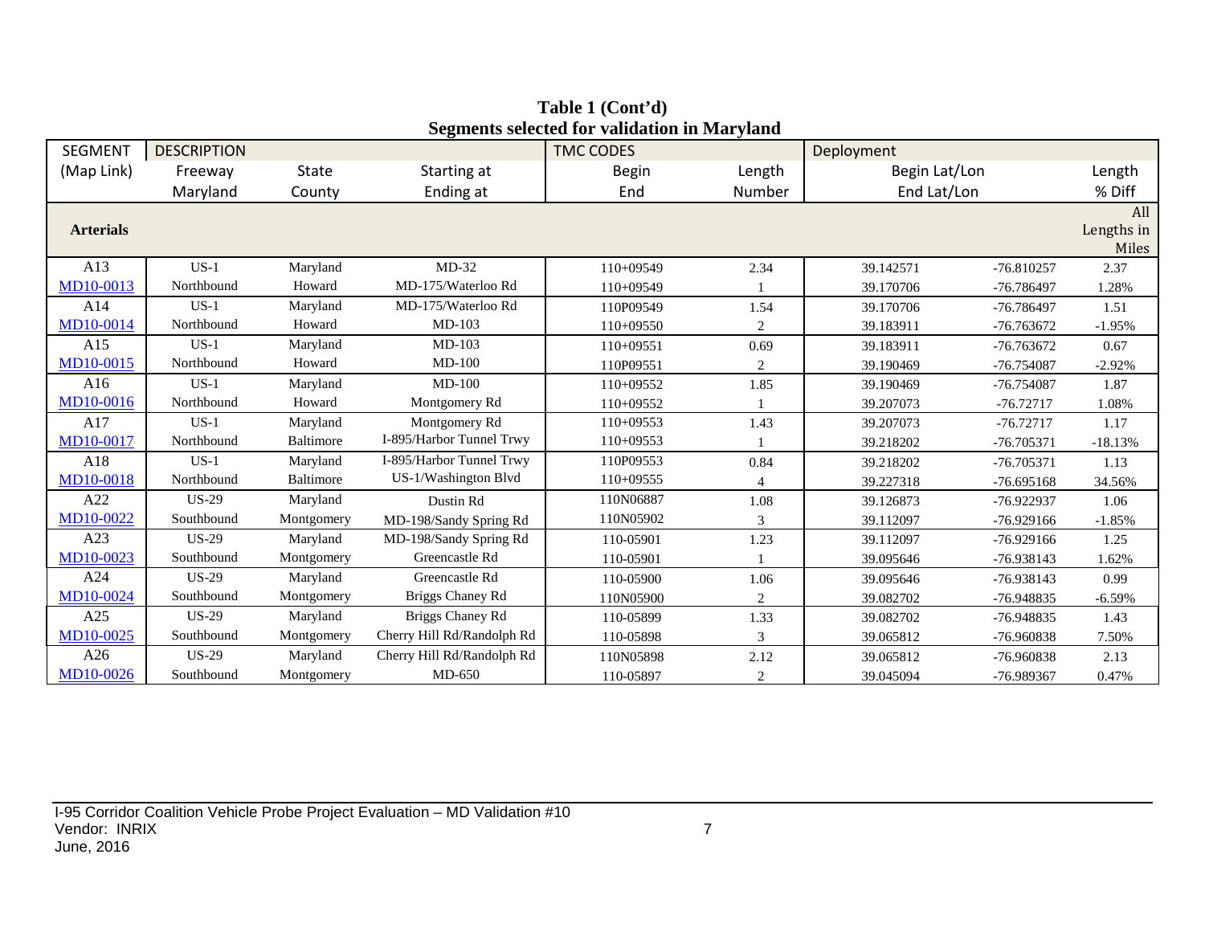**Table 1 (Cont'd)**
**Segments selected for validation in Maryland**

| SEGMENT | DESCRIPTION | | | TMC CODES | | Deployment | | |
|---|---|---|---|---|---|---|---|---|
| (Map Link) | Freeway | State | Starting at | Begin | Length | Begin Lat/Lon | | Length |
| | Maryland | County | Ending at | End | Number | End Lat/Lon | | % Diff |
| **Arterials** | | | | | | | | All Lengths in Miles |
| A13 | US-1 | Maryland | MD-32 | 110+09549 | 2.34 | 39.142571 | -76.810257 | 2.37 |
| MD10-0013 | Northbound | Howard | MD-175/Waterloo Rd | 110+09549 | 1 | 39.170706 | -76.786497 | 1.28% |
| A14 | US-1 | Maryland | MD-175/Waterloo Rd | 110P09549 | 1.54 | 39.170706 | -76.786497 | 1.51 |
| MD10-0014 | Northbound | Howard | MD-103 | 110+09550 | 2 | 39.183911 | -76.763672 | -1.95% |
| A15 | US-1 | Maryland | MD-103 | 110+09551 | 0.69 | 39.183911 | -76.763672 | 0.67 |
| MD10-0015 | Northbound | Howard | MD-100 | 110P09551 | 2 | 39.190469 | -76.754087 | -2.92% |
| A16 | US-1 | Maryland | MD-100 | 110+09552 | 1.85 | 39.190469 | -76.754087 | 1.87 |
| MD10-0016 | Northbound | Howard | Montgomery Rd | 110+09552 | 1 | 39.207073 | -76.72717 | 1.08% |
| A17 | US-1 | Maryland | Montgomery Rd | 110+09553 | 1.43 | 39.207073 | -76.72717 | 1.17 |
| MD10-0017 | Northbound | Baltimore | I-895/Harbor Tunnel Trwy | 110+09553 | 1 | 39.218202 | -76.705371 | -18.13% |
| A18 | US-1 | Maryland | I-895/Harbor Tunnel Trwy | 110P09553 | 0.84 | 39.218202 | -76.705371 | 1.13 |
| MD10-0018 | Northbound | Baltimore | US-1/Washington Blvd | 110+09555 | 4 | 39.227318 | -76.695168 | 34.56% |
| A22 | US-29 | Maryland | Dustin Rd | 110N06887 | 1.08 | 39.126873 | -76.922937 | 1.06 |
| MD10-0022 | Southbound | Montgomery | MD-198/Sandy Spring Rd | 110N05902 | 3 | 39.112097 | -76.929166 | -1.85% |
| A23 | US-29 | Maryland | MD-198/Sandy Spring Rd | 110-05901 | 1.23 | 39.112097 | -76.929166 | 1.25 |
| MD10-0023 | Southbound | Montgomery | Greencastle Rd | 110-05901 | 1 | 39.095646 | -76.938143 | 1.62% |
| A24 | US-29 | Maryland | Greencastle Rd | 110-05900 | 1.06 | 39.095646 | -76.938143 | 0.99 |
| MD10-0024 | Southbound | Montgomery | Briggs Chaney Rd | 110N05900 | 2 | 39.082702 | -76.948835 | -6.59% |
| A25 | US-29 | Maryland | Briggs Chaney Rd | 110-05899 | 1.33 | 39.082702 | -76.948835 | 1.43 |
| MD10-0025 | Southbound | Montgomery | Cherry Hill Rd/Randolph Rd | 110-05898 | 3 | 39.065812 | -76.960838 | 7.50% |
| A26 | US-29 | Maryland | Cherry Hill Rd/Randolph Rd | 110N05898 | 2.12 | 39.065812 | -76.960838 | 2.13 |
| MD10-0026 | Southbound | Montgomery | MD-650 | 110-05897 | 2 | 39.045094 | -76.989367 | 0.47% |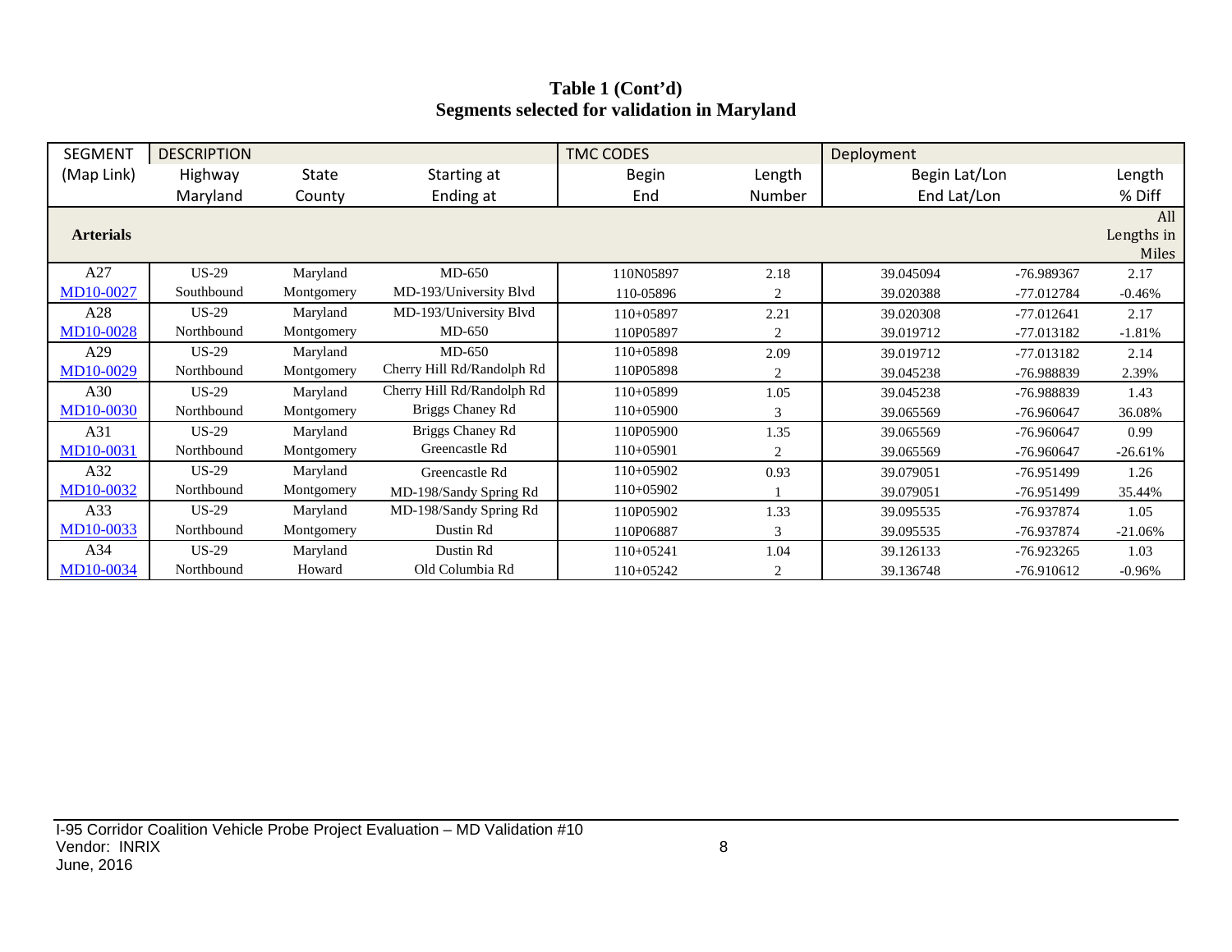**Table 1 (Cont'd)**
**Segments selected for validation in Maryland**

| SEGMENT | DESCRIPTION | | | TMC CODES | | Deployment | | |
|---|---|---|---|---|---|---|---|---|
| (Map Link) | Highway | State | Starting at | Begin | Length | Begin Lat/Lon | | Length |
| | Maryland | County | Ending at | End | Number | End Lat/Lon | | % Diff |
| **Arterials** | | | | | | | | All Lengths in Miles |
| A27 | US-29 | Maryland | MD-650 | 110N05897 | 2.18 | 39.045094 | -76.989367 | 2.17 |
| MD10-0027 | Southbound | Montgomery | MD-193/University Blvd | 110-05896 | 2 | 39.020388 | -77.012784 | -0.46% |
| A28 | US-29 | Maryland | MD-193/University Blvd | 110+05897 | 2.21 | 39.020308 | -77.012641 | 2.17 |
| MD10-0028 | Northbound | Montgomery | MD-650 | 110P05897 | 2 | 39.019712 | -77.013182 | -1.81% |
| A29 | US-29 | Maryland | MD-650 | 110+05898 | 2.09 | 39.019712 | -77.013182 | 2.14 |
| MD10-0029 | Northbound | Montgomery | Cherry Hill Rd/Randolph Rd | 110P05898 | 2 | 39.045238 | -76.988839 | 2.39% |
| A30 | US-29 | Maryland | Cherry Hill Rd/Randolph Rd | 110+05899 | 1.05 | 39.045238 | -76.988839 | 1.43 |
| MD10-0030 | Northbound | Montgomery | Briggs Chaney Rd | 110+05900 | 3 | 39.065569 | -76.960647 | 36.08% |
| A31 | US-29 | Maryland | Briggs Chaney Rd | 110P05900 | 1.35 | 39.065569 | -76.960647 | 0.99 |
| MD10-0031 | Northbound | Montgomery | Greencastle Rd | 110+05901 | 2 | 39.065569 | -76.960647 | -26.61% |
| A32 | US-29 | Maryland | Greencastle Rd | 110+05902 | 0.93 | 39.079051 | -76.951499 | 1.26 |
| MD10-0032 | Northbound | Montgomery | MD-198/Sandy Spring Rd | 110+05902 | 1 | 39.079051 | -76.951499 | 35.44% |
| A33 | US-29 | Maryland | MD-198/Sandy Spring Rd | 110P05902 | 1.33 | 39.095535 | -76.937874 | 1.05 |
| MD10-0033 | Northbound | Montgomery | Dustin Rd | 110P06887 | 3 | 39.095535 | -76.937874 | -21.06% |
| A34 | US-29 | Maryland | Dustin Rd | 110+05241 | 1.04 | 39.126133 | -76.923265 | 1.03 |
| MD10-0034 | Northbound | Howard | Old Columbia Rd | 110+05242 | 2 | 39.136748 | -76.910612 | -0.96% |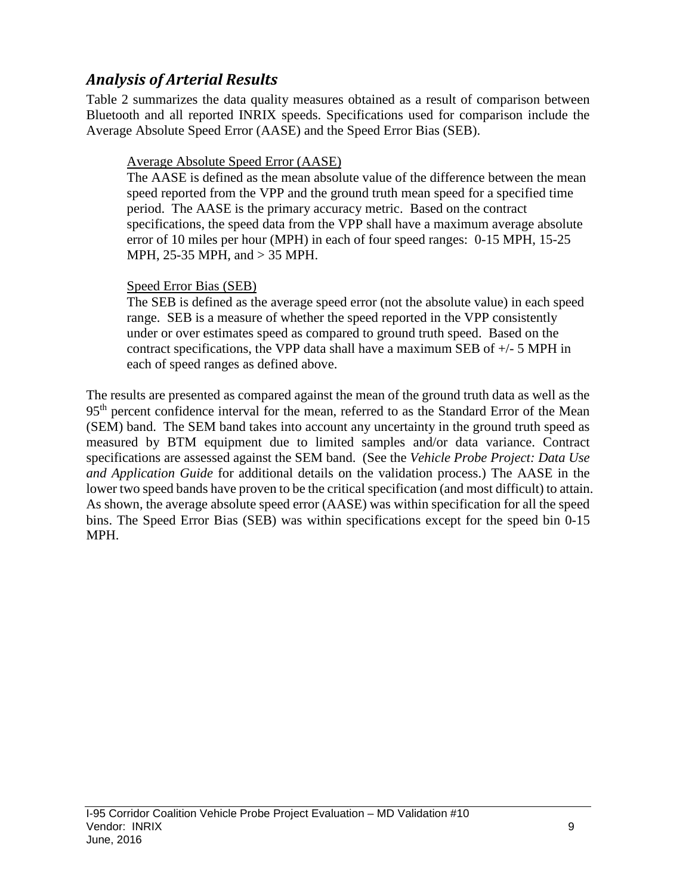## *Analysis of Arterial Results*

Table 2 summarizes the data quality measures obtained as a result of comparison between Bluetooth and all reported INRIX speeds. Specifications used for comparison include the Average Absolute Speed Error (AASE) and the Speed Error Bias (SEB).

> <u>Average Absolute Speed Error (AASE)</u>
> The AASE is defined as the mean absolute value of the difference between the mean speed reported from the VPP and the ground truth mean speed for a specified time period. The AASE is the primary accuracy metric. Based on the contract specifications, the speed data from the VPP shall have a maximum average absolute error of 10 miles per hour (MPH) in each of four speed ranges: 0-15 MPH, 15-25 MPH, 25-35 MPH, and > 35 MPH.
>
> <u>Speed Error Bias (SEB)</u>
> The SEB is defined as the average speed error (not the absolute value) in each speed range. SEB is a measure of whether the speed reported in the VPP consistently under or over estimates speed as compared to ground truth speed. Based on the contract specifications, the VPP data shall have a maximum SEB of +/- 5 MPH in each of speed ranges as defined above.

The results are presented as compared against the mean of the ground truth data as well as the 95th percent confidence interval for the mean, referred to as the Standard Error of the Mean (SEM) band. The SEM band takes into account any uncertainty in the ground truth speed as measured by BTM equipment due to limited samples and/or data variance. Contract specifications are assessed against the SEM band. (See the *Vehicle Probe Project: Data Use and Application Guide* for additional details on the validation process.) The AASE in the lower two speed bands have proven to be the critical specification (and most difficult) to attain. As shown, the average absolute speed error (AASE) was within specification for all the speed bins. The Speed Error Bias (SEB) was within specifications except for the speed bin 0-15 MPH.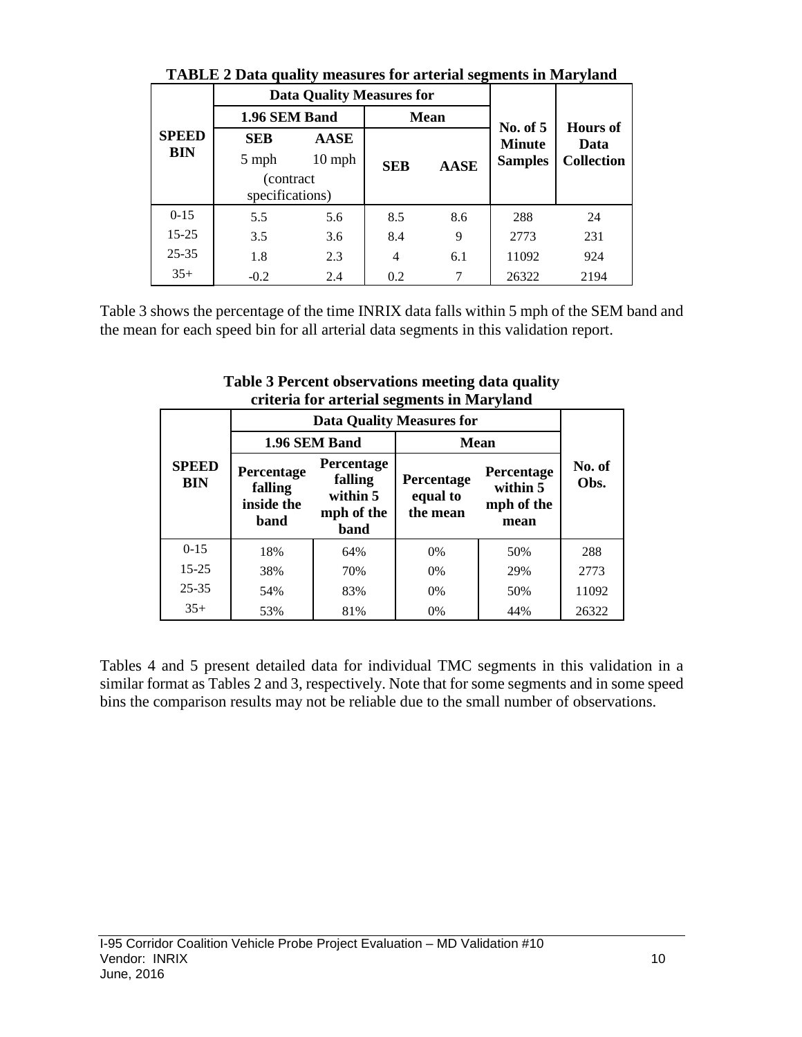**TABLE 2 Data quality measures for arterial segments in Maryland**

| SPEED BIN | Data Quality Measures for | | | | No. of 5 Minute Samples | Hours of Data Collection |
|---|---|---|---|---|---|---|
| | 1.96 SEM Band | | Mean | | | |
| | SEB 5 mph (contract specifications) | AASE 10 mph | SEB | AASE | | |
| 0-15 | 5.5 | 5.6 | 8.5 | 8.6 | 288 | 24 |
| 15-25 | 3.5 | 3.6 | 8.4 | 9 | 2773 | 231 |
| 25-35 | 1.8 | 2.3 | 4 | 6.1 | 11092 | 924 |
| 35+ | -0.2 | 2.4 | 0.2 | 7 | 26322 | 2194 |

Table 3 shows the percentage of the time INRIX data falls within 5 mph of the SEM band and the mean for each speed bin for all arterial data segments in this validation report.

**Table 3 Percent observations meeting data quality criteria for arterial segments in Maryland**

| SPEED BIN | Data Quality Measures for | | | | No. of Obs. |
|---|---|---|---|---|---|
| | 1.96 SEM Band | | Mean | | |
| | Percentage falling inside the band | Percentage falling within 5 mph of the band | Percentage equal to the mean | Percentage within 5 mph of the mean | |
| 0-15 | 18% | 64% | 0% | 50% | 288 |
| 15-25 | 38% | 70% | 0% | 29% | 2773 |
| 25-35 | 54% | 83% | 0% | 50% | 11092 |
| 35+ | 53% | 81% | 0% | 44% | 26322 |

Tables 4 and 5 present detailed data for individual TMC segments in this validation in a similar format as Tables 2 and 3, respectively. Note that for some segments and in some speed bins the comparison results may not be reliable due to the small number of observations.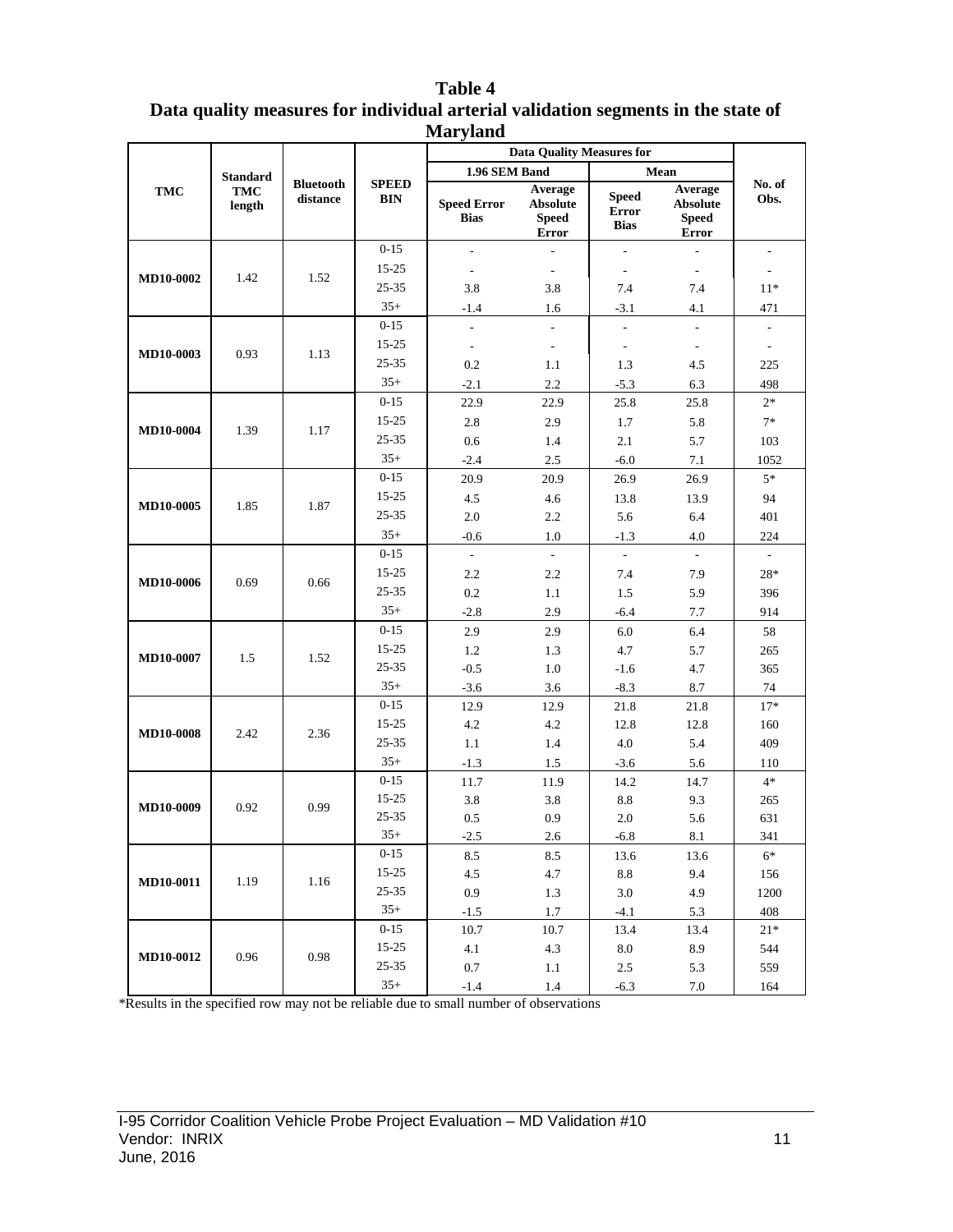**Table 4**
**Data quality measures for individual arterial validation segments in the state of Maryland**

| TMC | Standard TMC length | Bluetooth distance | SPEED BIN | Data Quality Measures for | | | | No. of Obs. |
|---|---|---|---|---|---|---|---|---|
| | | | | 1.96 SEM Band | | Mean | | |
| | | | | Speed Error Bias | Average Absolute Speed Error | Speed Error Bias | Average Absolute Speed Error | |
| MD10-0002 | 1.42 | 1.52 | 0-15 | - | - | - | - | - |
| | | | 15-25 | - | - | - | - | - |
| | | | 25-35 | 3.8 | 3.8 | 7.4 | 7.4 | 11* |
| | | | 35+ | -1.4 | 1.6 | -3.1 | 4.1 | 471 |
| MD10-0003 | 0.93 | 1.13 | 0-15 | - | - | - | - | - |
| | | | 15-25 | - | - | - | - | - |
| | | | 25-35 | 0.2 | 1.1 | 1.3 | 4.5 | 225 |
| | | | 35+ | -2.1 | 2.2 | -5.3 | 6.3 | 498 |
| MD10-0004 | 1.39 | 1.17 | 0-15 | 22.9 | 22.9 | 25.8 | 25.8 | 2* |
| | | | 15-25 | 2.8 | 2.9 | 1.7 | 5.8 | 7* |
| | | | 25-35 | 0.6 | 1.4 | 2.1 | 5.7 | 103 |
| | | | 35+ | -2.4 | 2.5 | -6.0 | 7.1 | 1052 |
| MD10-0005 | 1.85 | 1.87 | 0-15 | 20.9 | 20.9 | 26.9 | 26.9 | 5* |
| | | | 15-25 | 4.5 | 4.6 | 13.8 | 13.9 | 94 |
| | | | 25-35 | 2.0 | 2.2 | 5.6 | 6.4 | 401 |
| | | | 35+ | -0.6 | 1.0 | -1.3 | 4.0 | 224 |
| MD10-0006 | 0.69 | 0.66 | 0-15 | - | - | - | - | - |
| | | | 15-25 | 2.2 | 2.2 | 7.4 | 7.9 | 28* |
| | | | 25-35 | 0.2 | 1.1 | 1.5 | 5.9 | 396 |
| | | | 35+ | -2.8 | 2.9 | -6.4 | 7.7 | 914 |
| MD10-0007 | 1.5 | 1.52 | 0-15 | 2.9 | 2.9 | 6.0 | 6.4 | 58 |
| | | | 15-25 | 1.2 | 1.3 | 4.7 | 5.7 | 265 |
| | | | 25-35 | -0.5 | 1.0 | -1.6 | 4.7 | 365 |
| | | | 35+ | -3.6 | 3.6 | -8.3 | 8.7 | 74 |
| MD10-0008 | 2.42 | 2.36 | 0-15 | 12.9 | 12.9 | 21.8 | 21.8 | 17* |
| | | | 15-25 | 4.2 | 4.2 | 12.8 | 12.8 | 160 |
| | | | 25-35 | 1.1 | 1.4 | 4.0 | 5.4 | 409 |
| | | | 35+ | -1.3 | 1.5 | -3.6 | 5.6 | 110 |
| MD10-0009 | 0.92 | 0.99 | 0-15 | 11.7 | 11.9 | 14.2 | 14.7 | 4* |
| | | | 15-25 | 3.8 | 3.8 | 8.8 | 9.3 | 265 |
| | | | 25-35 | 0.5 | 0.9 | 2.0 | 5.6 | 631 |
| | | | 35+ | -2.5 | 2.6 | -6.8 | 8.1 | 341 |
| MD10-0011 | 1.19 | 1.16 | 0-15 | 8.5 | 8.5 | 13.6 | 13.6 | 6* |
| | | | 15-25 | 4.5 | 4.7 | 8.8 | 9.4 | 156 |
| | | | 25-35 | 0.9 | 1.3 | 3.0 | 4.9 | 1200 |
| | | | 35+ | -1.5 | 1.7 | -4.1 | 5.3 | 408 |
| MD10-0012 | 0.96 | 0.98 | 0-15 | 10.7 | 10.7 | 13.4 | 13.4 | 21* |
| | | | 15-25 | 4.1 | 4.3 | 8.0 | 8.9 | 544 |
| | | | 25-35 | 0.7 | 1.1 | 2.5 | 5.3 | 559 |
| | | | 35+ | -1.4 | 1.4 | -6.3 | 7.0 | 164 |

*Results in the specified row may not be reliable due to small number of observations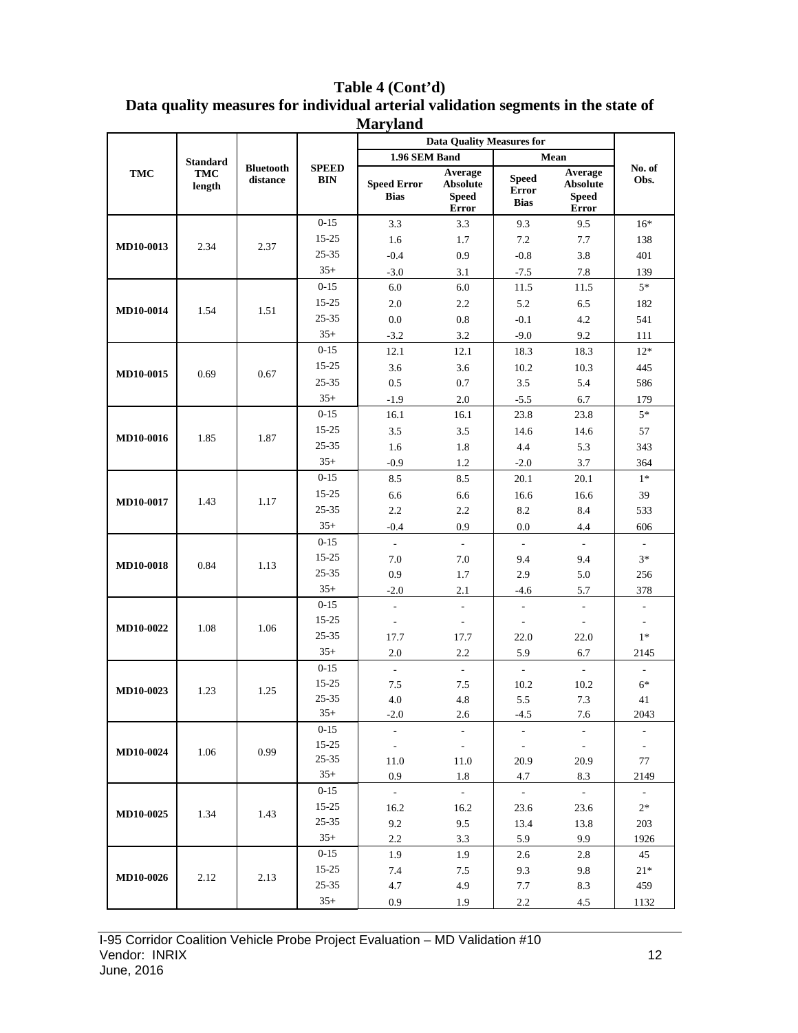**Table 4 (Cont'd)**
**Data quality measures for individual arterial validation segments in the state of Maryland**

| TMC | Standard TMC length | Bluetooth distance | SPEED BIN | Data Quality Measures for | | | | No. of Obs. |
|---|---|---|---|---|---|---|---|---|
| | | | | 1.96 SEM Band | | Mean | | |
| | | | | Speed Error Bias | Average Absolute Speed Error | Speed Error Bias | Average Absolute Speed Error | |
| MD10-0013 | 2.34 | 2.37 | 0-15 | 3.3 | 3.3 | 9.3 | 9.5 | 16* |
| | | | 15-25 | 1.6 | 1.7 | 7.2 | 7.7 | 138 |
| | | | 25-35 | -0.4 | 0.9 | -0.8 | 3.8 | 401 |
| | | | 35+ | -3.0 | 3.1 | -7.5 | 7.8 | 139 |
| MD10-0014 | 1.54 | 1.51 | 0-15 | 6.0 | 6.0 | 11.5 | 11.5 | 5* |
| | | | 15-25 | 2.0 | 2.2 | 5.2 | 6.5 | 182 |
| | | | 25-35 | 0.0 | 0.8 | -0.1 | 4.2 | 541 |
| | | | 35+ | -3.2 | 3.2 | -9.0 | 9.2 | 111 |
| MD10-0015 | 0.69 | 0.67 | 0-15 | 12.1 | 12.1 | 18.3 | 18.3 | 12* |
| | | | 15-25 | 3.6 | 3.6 | 10.2 | 10.3 | 445 |
| | | | 25-35 | 0.5 | 0.7 | 3.5 | 5.4 | 586 |
| | | | 35+ | -1.9 | 2.0 | -5.5 | 6.7 | 179 |
| MD10-0016 | 1.85 | 1.87 | 0-15 | 16.1 | 16.1 | 23.8 | 23.8 | 5* |
| | | | 15-25 | 3.5 | 3.5 | 14.6 | 14.6 | 57 |
| | | | 25-35 | 1.6 | 1.8 | 4.4 | 5.3 | 343 |
| | | | 35+ | -0.9 | 1.2 | -2.0 | 3.7 | 364 |
| MD10-0017 | 1.43 | 1.17 | 0-15 | 8.5 | 8.5 | 20.1 | 20.1 | 1* |
| | | | 15-25 | 6.6 | 6.6 | 16.6 | 16.6 | 39 |
| | | | 25-35 | 2.2 | 2.2 | 8.2 | 8.4 | 533 |
| | | | 35+ | -0.4 | 0.9 | 0.0 | 4.4 | 606 |
| MD10-0018 | 0.84 | 1.13 | 0-15 | - | - | - | - | - |
| | | | 15-25 | 7.0 | 7.0 | 9.4 | 9.4 | 3* |
| | | | 25-35 | 0.9 | 1.7 | 2.9 | 5.0 | 256 |
| | | | 35+ | -2.0 | 2.1 | -4.6 | 5.7 | 378 |
| MD10-0022 | 1.08 | 1.06 | 0-15 | - | - | - | - | - |
| | | | 15-25 | - | - | - | - | - |
| | | | 25-35 | 17.7 | 17.7 | 22.0 | 22.0 | 1* |
| | | | 35+ | 2.0 | 2.2 | 5.9 | 6.7 | 2145 |
| MD10-0023 | 1.23 | 1.25 | 0-15 | - | - | - | - | - |
| | | | 15-25 | 7.5 | 7.5 | 10.2 | 10.2 | 6* |
| | | | 25-35 | 4.0 | 4.8 | 5.5 | 7.3 | 41 |
| | | | 35+ | -2.0 | 2.6 | -4.5 | 7.6 | 2043 |
| MD10-0024 | 1.06 | 0.99 | 0-15 | - | - | - | - | - |
| | | | 15-25 | - | - | - | - | - |
| | | | 25-35 | 11.0 | 11.0 | 20.9 | 20.9 | 77 |
| | | | 35+ | 0.9 | 1.8 | 4.7 | 8.3 | 2149 |
| MD10-0025 | 1.34 | 1.43 | 0-15 | - | - | - | - | - |
| | | | 15-25 | 16.2 | 16.2 | 23.6 | 23.6 | 2* |
| | | | 25-35 | 9.2 | 9.5 | 13.4 | 13.8 | 203 |
| | | | 35+ | 2.2 | 3.3 | 5.9 | 9.9 | 1926 |
| MD10-0026 | 2.12 | 2.13 | 0-15 | 1.9 | 1.9 | 2.6 | 2.8 | 45 |
| | | | 15-25 | 7.4 | 7.5 | 9.3 | 9.8 | 21* |
| | | | 25-35 | 4.7 | 4.9 | 7.7 | 8.3 | 459 |
| | | | 35+ | 0.9 | 1.9 | 2.2 | 4.5 | 1132 |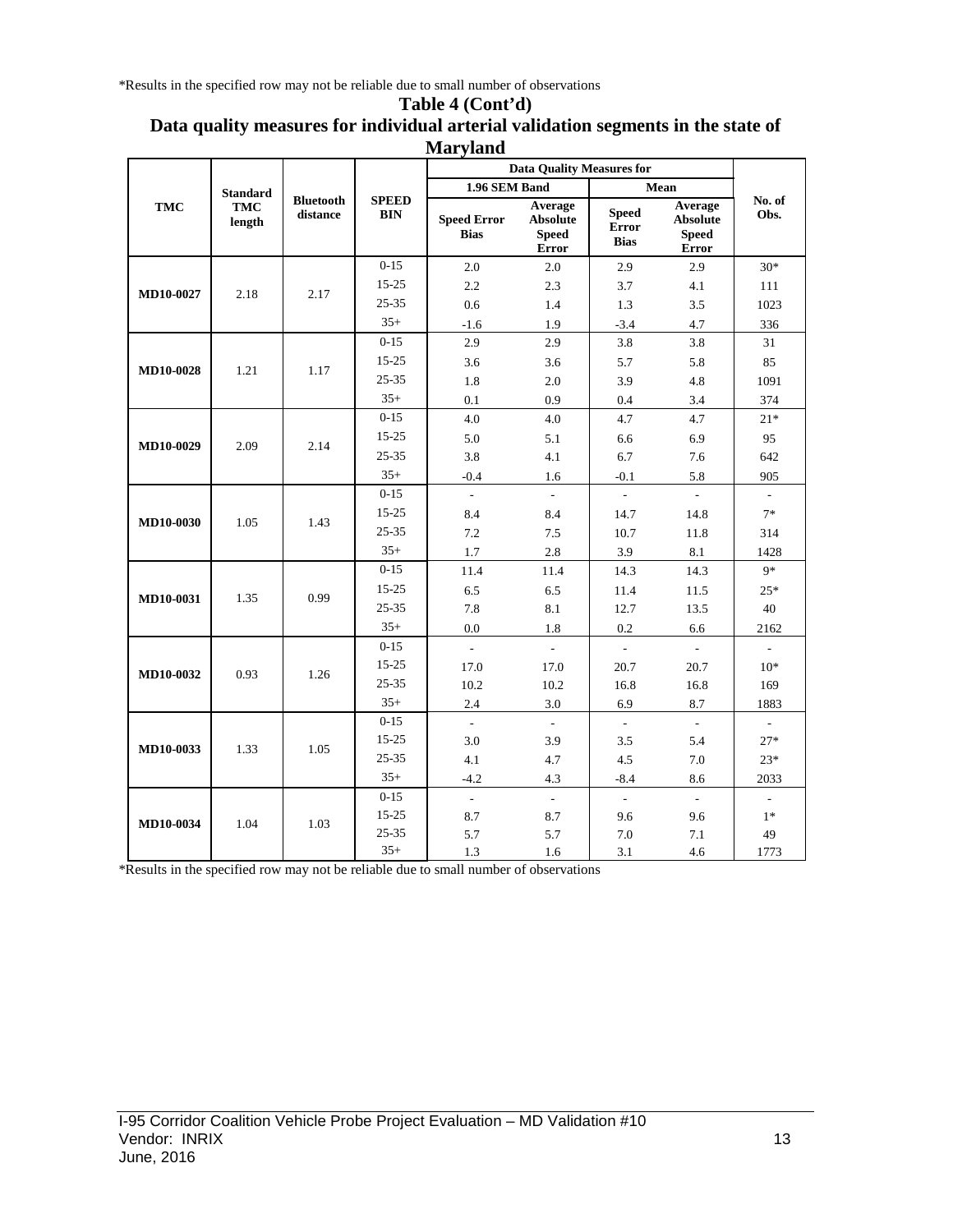*Results in the specified row may not be reliable due to small number of observations

**Table 4 (Cont'd)**

**Data quality measures for individual arterial validation segments in the state of Maryland**

| TMC | Standard TMC length | Bluetooth distance | SPEED BIN | Data Quality Measures for 1.96 SEM Band | | Data Quality Measures for Mean | | No. of Obs. |
|---|---|---|---|---|---|---|---|---|
| | | | | Speed Error Bias | Average Absolute Speed Error | Speed Error Bias | Average Absolute Speed Error | |
| MD10-0027 | 2.18 | 2.17 | 0-15 | 2.0 | 2.0 | 2.9 | 2.9 | 30* |
| | | | 15-25 | 2.2 | 2.3 | 3.7 | 4.1 | 111 |
| | | | 25-35 | 0.6 | 1.4 | 1.3 | 3.5 | 1023 |
| | | | 35+ | -1.6 | 1.9 | -3.4 | 4.7 | 336 |
| MD10-0028 | 1.21 | 1.17 | 0-15 | 2.9 | 2.9 | 3.8 | 3.8 | 31 |
| | | | 15-25 | 3.6 | 3.6 | 5.7 | 5.8 | 85 |
| | | | 25-35 | 1.8 | 2.0 | 3.9 | 4.8 | 1091 |
| | | | 35+ | 0.1 | 0.9 | 0.4 | 3.4 | 374 |
| MD10-0029 | 2.09 | 2.14 | 0-15 | 4.0 | 4.0 | 4.7 | 4.7 | 21* |
| | | | 15-25 | 5.0 | 5.1 | 6.6 | 6.9 | 95 |
| | | | 25-35 | 3.8 | 4.1 | 6.7 | 7.6 | 642 |
| | | | 35+ | -0.4 | 1.6 | -0.1 | 5.8 | 905 |
| MD10-0030 | 1.05 | 1.43 | 0-15 | - | - | - | - | - |
| | | | 15-25 | 8.4 | 8.4 | 14.7 | 14.8 | 7* |
| | | | 25-35 | 7.2 | 7.5 | 10.7 | 11.8 | 314 |
| | | | 35+ | 1.7 | 2.8 | 3.9 | 8.1 | 1428 |
| MD10-0031 | 1.35 | 0.99 | 0-15 | 11.4 | 11.4 | 14.3 | 14.3 | 9* |
| | | | 15-25 | 6.5 | 6.5 | 11.4 | 11.5 | 25* |
| | | | 25-35 | 7.8 | 8.1 | 12.7 | 13.5 | 40 |
| | | | 35+ | 0.0 | 1.8 | 0.2 | 6.6 | 2162 |
| MD10-0032 | 0.93 | 1.26 | 0-15 | - | - | - | - | - |
| | | | 15-25 | 17.0 | 17.0 | 20.7 | 20.7 | 10* |
| | | | 25-35 | 10.2 | 10.2 | 16.8 | 16.8 | 169 |
| | | | 35+ | 2.4 | 3.0 | 6.9 | 8.7 | 1883 |
| MD10-0033 | 1.33 | 1.05 | 0-15 | - | - | - | - | - |
| | | | 15-25 | 3.0 | 3.9 | 3.5 | 5.4 | 27* |
| | | | 25-35 | 4.1 | 4.7 | 4.5 | 7.0 | 23* |
| | | | 35+ | -4.2 | 4.3 | -8.4 | 8.6 | 2033 |
| MD10-0034 | 1.04 | 1.03 | 0-15 | - | - | - | - | - |
| | | | 15-25 | 8.7 | 8.7 | 9.6 | 9.6 | 1* |
| | | | 25-35 | 5.7 | 5.7 | 7.0 | 7.1 | 49 |
| | | | 35+ | 1.3 | 1.6 | 3.1 | 4.6 | 1773 |

*Results in the specified row may not be reliable due to small number of observations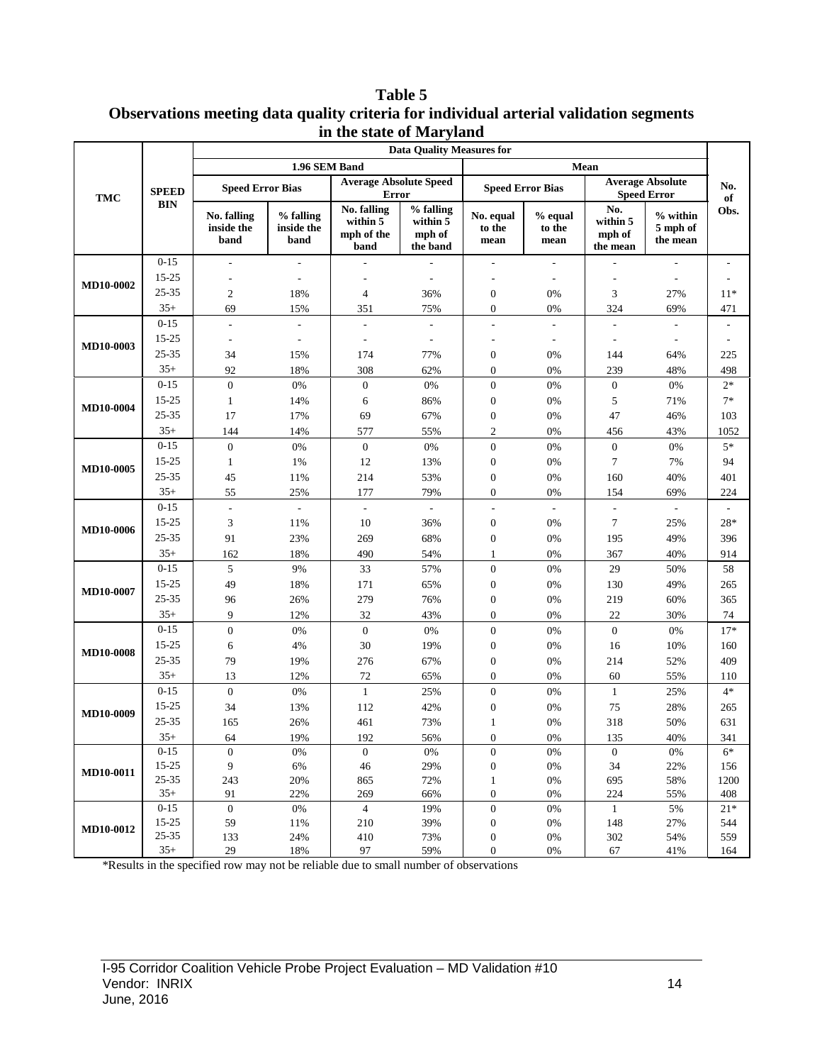**Table 5**
**Observations meeting data quality criteria for individual arterial validation segments in the state of Maryland**

| TMC | SPEED BIN | Data Quality Measures for | | | | | | | | No. of Obs. |
|---|---|---|---|---|---|---|---|---|---|---|
| | | 1.96 SEM Band | | | | Mean | | | | |
| | | Speed Error Bias | | Average Absolute Speed Error | | Speed Error Bias | | Average Absolute Speed Error | | |
| | | No. falling inside the band | % falling inside the band | No. falling within 5 mph of the band | % falling within 5 mph of the band | No. equal to the mean | % equal to the mean | No. within 5 mph of the mean | % within 5 mph of the mean | |
| MD10-0002 | 0-15 | - | - | - | - | - | - | - | - | - |
| | 15-25 | - | - | - | - | - | - | - | - | - |
| | 25-35 | 2 | 18% | 4 | 36% | 0 | 0% | 3 | 27% | 11* |
| | 35+ | 69 | 15% | 351 | 75% | 0 | 0% | 324 | 69% | 471 |
| MD10-0003 | 0-15 | - | - | - | - | - | - | - | - | - |
| | 15-25 | - | - | - | - | - | - | - | - | - |
| | 25-35 | 34 | 15% | 174 | 77% | 0 | 0% | 144 | 64% | 225 |
| | 35+ | 92 | 18% | 308 | 62% | 0 | 0% | 239 | 48% | 498 |
| MD10-0004 | 0-15 | 0 | 0% | 0 | 0% | 0 | 0% | 0 | 0% | 2* |
| | 15-25 | 1 | 14% | 6 | 86% | 0 | 0% | 5 | 71% | 7* |
| | 25-35 | 17 | 17% | 69 | 67% | 0 | 0% | 47 | 46% | 103 |
| | 35+ | 144 | 14% | 577 | 55% | 2 | 0% | 456 | 43% | 1052 |
| MD10-0005 | 0-15 | 0 | 0% | 0 | 0% | 0 | 0% | 0 | 0% | 5* |
| | 15-25 | 1 | 1% | 12 | 13% | 0 | 0% | 7 | 7% | 94 |
| | 25-35 | 45 | 11% | 214 | 53% | 0 | 0% | 160 | 40% | 401 |
| | 35+ | 55 | 25% | 177 | 79% | 0 | 0% | 154 | 69% | 224 |
| MD10-0006 | 0-15 | - | - | - | - | - | - | - | - | - |
| | 15-25 | 3 | 11% | 10 | 36% | 0 | 0% | 7 | 25% | 28* |
| | 25-35 | 91 | 23% | 269 | 68% | 0 | 0% | 195 | 49% | 396 |
| | 35+ | 162 | 18% | 490 | 54% | 1 | 0% | 367 | 40% | 914 |
| MD10-0007 | 0-15 | 5 | 9% | 33 | 57% | 0 | 0% | 29 | 50% | 58 |
| | 15-25 | 49 | 18% | 171 | 65% | 0 | 0% | 130 | 49% | 265 |
| | 25-35 | 96 | 26% | 279 | 76% | 0 | 0% | 219 | 60% | 365 |
| | 35+ | 9 | 12% | 32 | 43% | 0 | 0% | 22 | 30% | 74 |
| MD10-0008 | 0-15 | 0 | 0% | 0 | 0% | 0 | 0% | 0 | 0% | 17* |
| | 15-25 | 6 | 4% | 30 | 19% | 0 | 0% | 16 | 10% | 160 |
| | 25-35 | 79 | 19% | 276 | 67% | 0 | 0% | 214 | 52% | 409 |
| | 35+ | 13 | 12% | 72 | 65% | 0 | 0% | 60 | 55% | 110 |
| MD10-0009 | 0-15 | 0 | 0% | 1 | 25% | 0 | 0% | 1 | 25% | 4* |
| | 15-25 | 34 | 13% | 112 | 42% | 0 | 0% | 75 | 28% | 265 |
| | 25-35 | 165 | 26% | 461 | 73% | 1 | 0% | 318 | 50% | 631 |
| | 35+ | 64 | 19% | 192 | 56% | 0 | 0% | 135 | 40% | 341 |
| MD10-0011 | 0-15 | 0 | 0% | 0 | 0% | 0 | 0% | 0 | 0% | 6* |
| | 15-25 | 9 | 6% | 46 | 29% | 0 | 0% | 34 | 22% | 156 |
| | 25-35 | 243 | 20% | 865 | 72% | 1 | 0% | 695 | 58% | 1200 |
| | 35+ | 91 | 22% | 269 | 66% | 0 | 0% | 224 | 55% | 408 |
| MD10-0012 | 0-15 | 0 | 0% | 4 | 19% | 0 | 0% | 1 | 5% | 21* |
| | 15-25 | 59 | 11% | 210 | 39% | 0 | 0% | 148 | 27% | 544 |
| | 25-35 | 133 | 24% | 410 | 73% | 0 | 0% | 302 | 54% | 559 |
| | 35+ | 29 | 18% | 97 | 59% | 0 | 0% | 67 | 41% | 164 |

*Results in the specified row may not be reliable due to small number of observations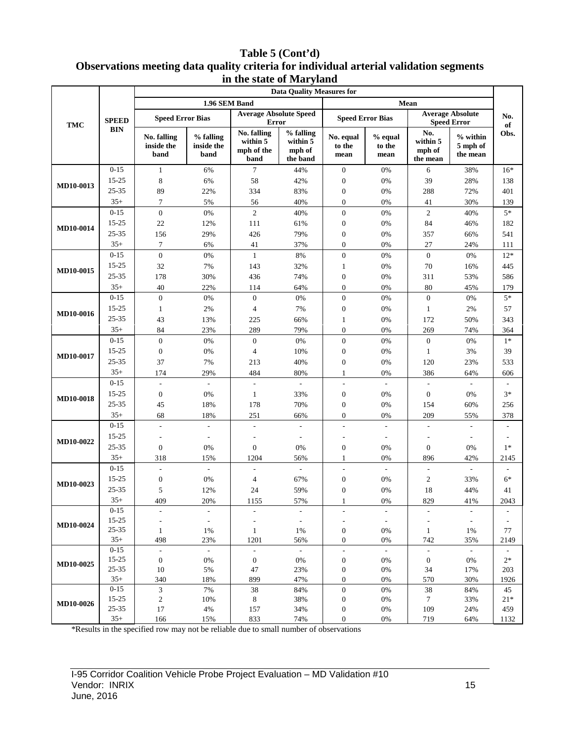# Table 5 (Cont'd)
## Observations meeting data quality criteria for individual arterial validation segments in the state of Maryland

| TMC | SPEED BIN | Data Quality Measures for | | | | | | | | No. of Obs. |
|---|---|---|---|---|---|---|---|---|---|---|
| | | 1.96 SEM Band | | | | Mean | | | | |
| | | Speed Error Bias | | Average Absolute Speed Error | | Speed Error Bias | | Average Absolute Speed Error | | |
| | | No. falling inside the band | % falling inside the band | No. falling within 5 mph of the band | % falling within 5 mph of the band | No. equal to the mean | % equal to the mean | No. within 5 mph of the mean | % within 5 mph of the mean | |
| MD10-0013 | 0-15 | 1 | 6% | 7 | 44% | 0 | 0% | 6 | 38% | 16* |
| | 15-25 | 8 | 6% | 58 | 42% | 0 | 0% | 39 | 28% | 138 |
| | 25-35 | 89 | 22% | 334 | 83% | 0 | 0% | 288 | 72% | 401 |
| | 35+ | 7 | 5% | 56 | 40% | 0 | 0% | 41 | 30% | 139 |
| MD10-0014 | 0-15 | 0 | 0% | 2 | 40% | 0 | 0% | 2 | 40% | 5* |
| | 15-25 | 22 | 12% | 111 | 61% | 0 | 0% | 84 | 46% | 182 |
| | 25-35 | 156 | 29% | 426 | 79% | 0 | 0% | 357 | 66% | 541 |
| | 35+ | 7 | 6% | 41 | 37% | 0 | 0% | 27 | 24% | 111 |
| MD10-0015 | 0-15 | 0 | 0% | 1 | 8% | 0 | 0% | 0 | 0% | 12* |
| | 15-25 | 32 | 7% | 143 | 32% | 1 | 0% | 70 | 16% | 445 |
| | 25-35 | 178 | 30% | 436 | 74% | 0 | 0% | 311 | 53% | 586 |
| | 35+ | 40 | 22% | 114 | 64% | 0 | 0% | 80 | 45% | 179 |
| MD10-0016 | 0-15 | 0 | 0% | 0 | 0% | 0 | 0% | 0 | 0% | 5* |
| | 15-25 | 1 | 2% | 4 | 7% | 0 | 0% | 1 | 2% | 57 |
| | 25-35 | 43 | 13% | 225 | 66% | 1 | 0% | 172 | 50% | 343 |
| | 35+ | 84 | 23% | 289 | 79% | 0 | 0% | 269 | 74% | 364 |
| MD10-0017 | 0-15 | 0 | 0% | 0 | 0% | 0 | 0% | 0 | 0% | 1* |
| | 15-25 | 0 | 0% | 4 | 10% | 0 | 0% | 1 | 3% | 39 |
| | 25-35 | 37 | 7% | 213 | 40% | 0 | 0% | 120 | 23% | 533 |
| | 35+ | 174 | 29% | 484 | 80% | 1 | 0% | 386 | 64% | 606 |
| MD10-0018 | 0-15 | - | - | - | - | - | - | - | - | - |
| | 15-25 | 0 | 0% | 1 | 33% | 0 | 0% | 0 | 0% | 3* |
| | 25-35 | 45 | 18% | 178 | 70% | 0 | 0% | 154 | 60% | 256 |
| | 35+ | 68 | 18% | 251 | 66% | 0 | 0% | 209 | 55% | 378 |
| MD10-0022 | 0-15 | - | - | - | - | - | - | - | - | - |
| | 15-25 | - | - | - | - | - | - | - | - | - |
| | 25-35 | 0 | 0% | 0 | 0% | 0 | 0% | 0 | 0% | 1* |
| | 35+ | 318 | 15% | 1204 | 56% | 1 | 0% | 896 | 42% | 2145 |
| MD10-0023 | 0-15 | - | - | - | - | - | - | - | - | - |
| | 15-25 | 0 | 0% | 4 | 67% | 0 | 0% | 2 | 33% | 6* |
| | 25-35 | 5 | 12% | 24 | 59% | 0 | 0% | 18 | 44% | 41 |
| | 35+ | 409 | 20% | 1155 | 57% | 1 | 0% | 829 | 41% | 2043 |
| MD10-0024 | 0-15 | - | - | - | - | - | - | - | - | - |
| | 15-25 | - | - | - | - | - | - | - | - | - |
| | 25-35 | 1 | 1% | 1 | 1% | 0 | 0% | 1 | 1% | 77 |
| | 35+ | 498 | 23% | 1201 | 56% | 0 | 0% | 742 | 35% | 2149 |
| MD10-0025 | 0-15 | - | - | - | - | - | - | - | - | - |
| | 15-25 | 0 | 0% | 0 | 0% | 0 | 0% | 0 | 0% | 2* |
| | 25-35 | 10 | 5% | 47 | 23% | 0 | 0% | 34 | 17% | 203 |
| | 35+ | 340 | 18% | 899 | 47% | 0 | 0% | 570 | 30% | 1926 |
| MD10-0026 | 0-15 | 3 | 7% | 38 | 84% | 0 | 0% | 38 | 84% | 45 |
| | 15-25 | 2 | 10% | 8 | 38% | 0 | 0% | 7 | 33% | 21* |
| | 25-35 | 17 | 4% | 157 | 34% | 0 | 0% | 109 | 24% | 459 |
| | 35+ | 166 | 15% | 833 | 74% | 0 | 0% | 719 | 64% | 1132 |

*Results in the specified row may not be reliable due to small number of observations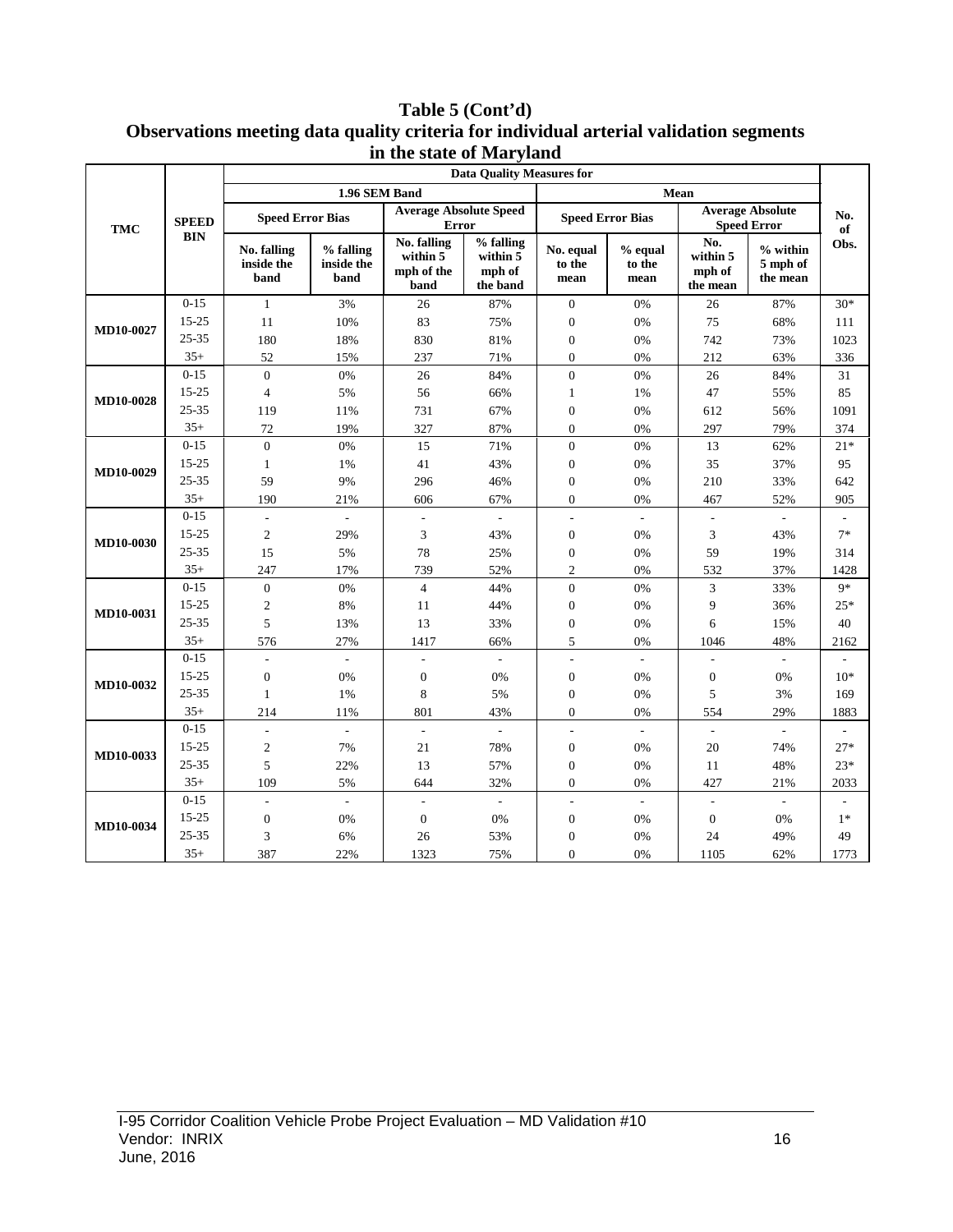# Table 5 (Cont'd)
## Observations meeting data quality criteria for individual arterial validation segments in the state of Maryland

| TMC | SPEED BIN | Data Quality Measures for | | | | | | | | No. of Obs. |
|---|---|---|---|---|---|---|---|---|---|---|
| | | 1.96 SEM Band | | | | Mean | | | | |
| | | Speed Error Bias | | Average Absolute Speed Error | | Speed Error Bias | | Average Absolute Speed Error | | |
| | | No. falling inside the band | % falling inside the band | No. falling within 5 mph of the band | % falling within 5 mph of the band | No. equal to the mean | % equal to the mean | No. within 5 mph of the mean | % within 5 mph of the mean | |
| MD10-0027 | 0-15 | 1 | 3% | 26 | 87% | 0 | 0% | 26 | 87% | 30* |
| | 15-25 | 11 | 10% | 83 | 75% | 0 | 0% | 75 | 68% | 111 |
| | 25-35 | 180 | 18% | 830 | 81% | 0 | 0% | 742 | 73% | 1023 |
| | 35+ | 52 | 15% | 237 | 71% | 0 | 0% | 212 | 63% | 336 |
| MD10-0028 | 0-15 | 0 | 0% | 26 | 84% | 0 | 0% | 26 | 84% | 31 |
| | 15-25 | 4 | 5% | 56 | 66% | 1 | 1% | 47 | 55% | 85 |
| | 25-35 | 119 | 11% | 731 | 67% | 0 | 0% | 612 | 56% | 1091 |
| | 35+ | 72 | 19% | 327 | 87% | 0 | 0% | 297 | 79% | 374 |
| MD10-0029 | 0-15 | 0 | 0% | 15 | 71% | 0 | 0% | 13 | 62% | 21* |
| | 15-25 | 1 | 1% | 41 | 43% | 0 | 0% | 35 | 37% | 95 |
| | 25-35 | 59 | 9% | 296 | 46% | 0 | 0% | 210 | 33% | 642 |
| | 35+ | 190 | 21% | 606 | 67% | 0 | 0% | 467 | 52% | 905 |
| MD10-0030 | 0-15 | - | - | - | - | - | - | - | - | - |
| | 15-25 | 2 | 29% | 3 | 43% | 0 | 0% | 3 | 43% | 7* |
| | 25-35 | 15 | 5% | 78 | 25% | 0 | 0% | 59 | 19% | 314 |
| | 35+ | 247 | 17% | 739 | 52% | 2 | 0% | 532 | 37% | 1428 |
| MD10-0031 | 0-15 | 0 | 0% | 4 | 44% | 0 | 0% | 3 | 33% | 9* |
| | 15-25 | 2 | 8% | 11 | 44% | 0 | 0% | 9 | 36% | 25* |
| | 25-35 | 5 | 13% | 13 | 33% | 0 | 0% | 6 | 15% | 40 |
| | 35+ | 576 | 27% | 1417 | 66% | 5 | 0% | 1046 | 48% | 2162 |
| MD10-0032 | 0-15 | - | - | - | - | - | - | - | - | - |
| | 15-25 | 0 | 0% | 0 | 0% | 0 | 0% | 0 | 0% | 10* |
| | 25-35 | 1 | 1% | 8 | 5% | 0 | 0% | 5 | 3% | 169 |
| | 35+ | 214 | 11% | 801 | 43% | 0 | 0% | 554 | 29% | 1883 |
| MD10-0033 | 0-15 | - | - | - | - | - | - | - | - | - |
| | 15-25 | 2 | 7% | 21 | 78% | 0 | 0% | 20 | 74% | 27* |
| | 25-35 | 5 | 22% | 13 | 57% | 0 | 0% | 11 | 48% | 23* |
| | 35+ | 109 | 5% | 644 | 32% | 0 | 0% | 427 | 21% | 2033 |
| MD10-0034 | 0-15 | - | - | - | - | - | - | - | - | - |
| | 15-25 | 0 | 0% | 0 | 0% | 0 | 0% | 0 | 0% | 1* |
| | 25-35 | 3 | 6% | 26 | 53% | 0 | 0% | 24 | 49% | 49 |
| | 35+ | 387 | 22% | 1323 | 75% | 0 | 0% | 1105 | 62% | 1773 |